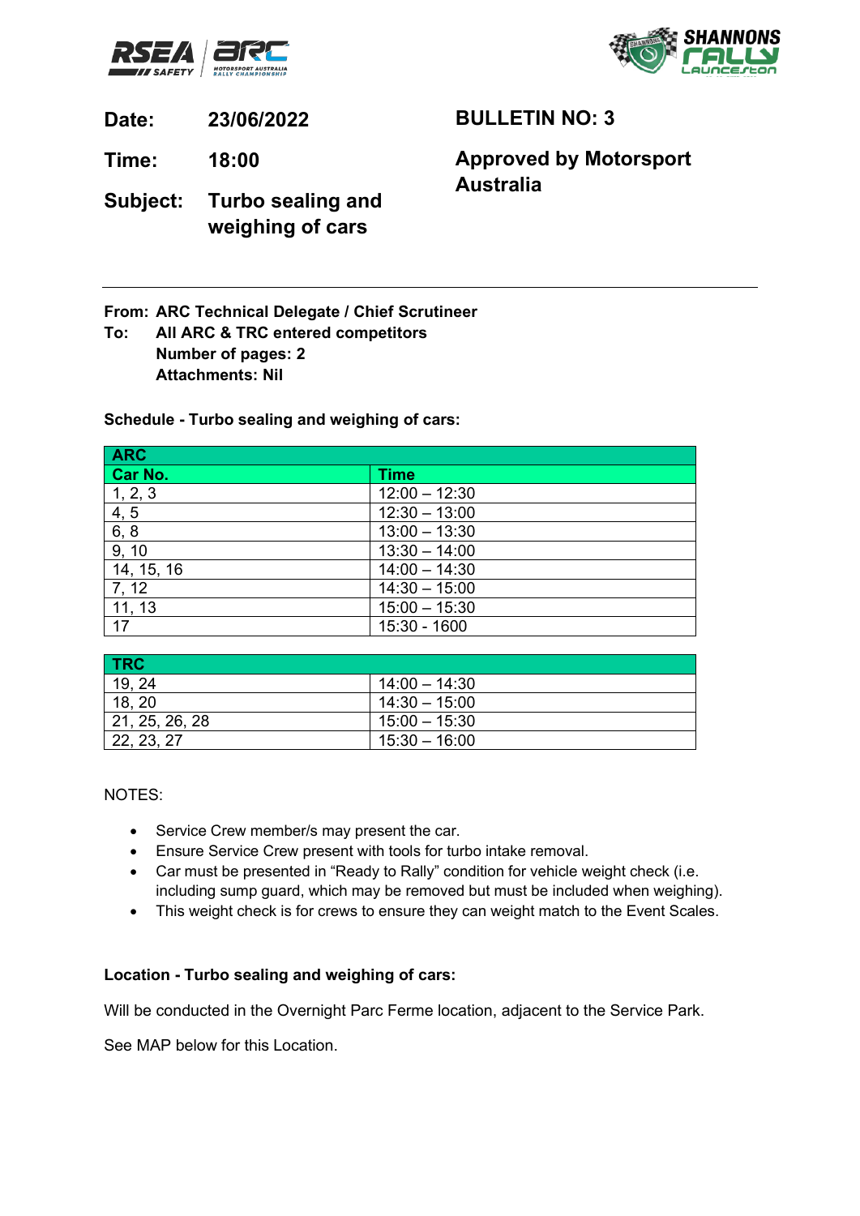**Date:** **23/06/2022**

**Time:** **18:00**

**Subject:** **Turbo sealing and weighing of cars**

**BULLETIN NO: 3**

**Approved by Motorsport Australia**

---

**From: ARC Technical Delegate / Chief Scrutineer**
**To: All ARC & TRC entered competitors**
**Number of pages: 2**
**Attachments: Nil**

**Schedule - Turbo sealing and weighing of cars:**

| ARC | |
|---|---|
| **Car No.** | **Time** |
| 1, 2, 3 | 12:00 – 12:30 |
| 4, 5 | 12:30 – 13:00 |
| 6, 8 | 13:00 – 13:30 |
| 9, 10 | 13:30 – 14:00 |
| 14, 15, 16 | 14:00 – 14:30 |
| 7, 12 | 14:30 – 15:00 |
| 11, 13 | 15:00 – 15:30 |
| 17 | 15:30 - 1600 |

| TRC | |
|---|---|
| 19, 24 | 14:00 – 14:30 |
| 18, 20 | 14:30 – 15:00 |
| 21, 25, 26, 28 | 15:00 – 15:30 |
| 22, 23, 27 | 15:30 – 16:00 |

NOTES:

- Service Crew member/s may present the car.
- Ensure Service Crew present with tools for turbo intake removal.
- Car must be presented in "Ready to Rally" condition for vehicle weight check (i.e. including sump guard, which may be removed but must be included when weighing).
- This weight check is for crews to ensure they can weight match to the Event Scales.

**Location - Turbo sealing and weighing of cars:**

Will be conducted in the Overnight Parc Ferme location, adjacent to the Service Park.

See MAP below for this Location.